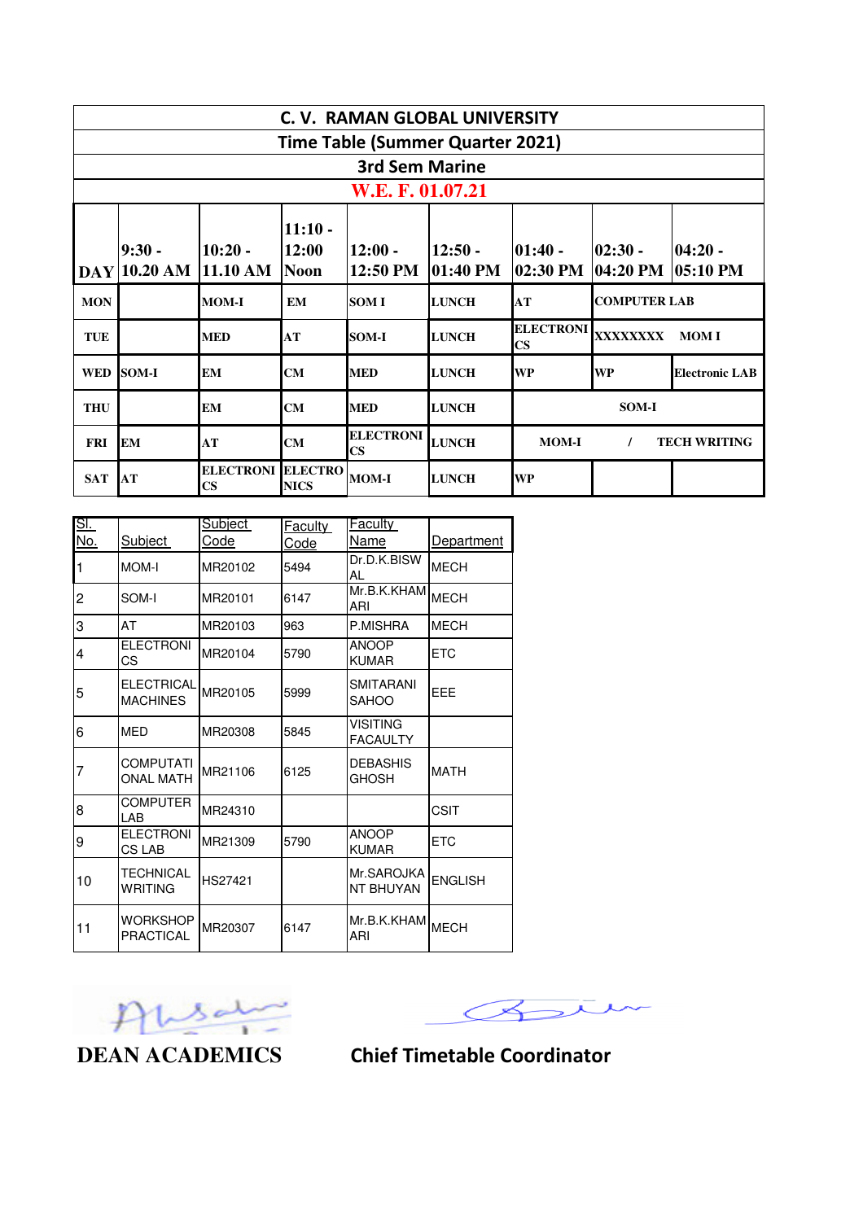# C. V. RAMAN GLOBAL UNIVERSITY

## Time Table (Summer Quarter 2021)

## 3rd Sem Marine

**W.E. F. 01.07.21**

| DAY | 9:30 - 10.20 AM | 10:20 - 11.10 AM | 11:10 - 12:00 Noon | 12:00 - 12:50 PM | 12:50 - 01:40 PM | 01:40 - 02:30 PM | 02:30 - 04:20 PM | 04:20 - 05:10 PM |
|---|---|---|---|---|---|---|---|---|
| MON | | MOM-I | EM | SOM I | LUNCH | AT | COMPUTER LAB | |
| TUE | | MED | AT | SOM-I | LUNCH | ELECTRONICS | XXXXXXXX | MOM I |
| WED | SOM-I | EM | CM | MED | LUNCH | WP | WP | Electronic LAB |
| THU | | EM | CM | MED | LUNCH | SOM-I | | |
| FRI | EM | AT | CM | ELECTRONICS | LUNCH | MOM-I / TECH WRITING | | |
| SAT | AT | ELECTRONICS | ELECTRONICS | MOM-I | LUNCH | WP | | |

| Sl. No. | Subject | Subject Code | Faculty Code | Faculty Name | Department |
|---|---|---|---|---|---|
| 1 | MOM-I | MR20102 | 5494 | Dr.D.K.BISWAL | MECH |
| 2 | SOM-I | MR20101 | 6147 | Mr.B.K.KHAMARI | MECH |
| 3 | AT | MR20103 | 963 | P.MISHRA | MECH |
| 4 | ELECTRONICS | MR20104 | 5790 | ANOOP KUMAR | ETC |
| 5 | ELECTRICAL MACHINES | MR20105 | 5999 | SMITARANI SAHOO | EEE |
| 6 | MED | MR20308 | 5845 | VISITING FACAULTY | |
| 7 | COMPUTATIONAL MATH | MR21106 | 6125 | DEBASHIS GHOSH | MATH |
| 8 | COMPUTER LAB | MR24310 | | | CSIT |
| 9 | ELECTRONICS LAB | MR21309 | 5790 | ANOOP KUMAR | ETC |
| 10 | TECHNICAL WRITING | HS27421 | | Mr.SAROJKANT BHUYAN | ENGLISH |
| 11 | WORKSHOP PRACTICAL | MR20307 | 6147 | Mr.B.K.KHAMARI | MECH |

**DEAN ACADEMICS** **Chief Timetable Coordinator**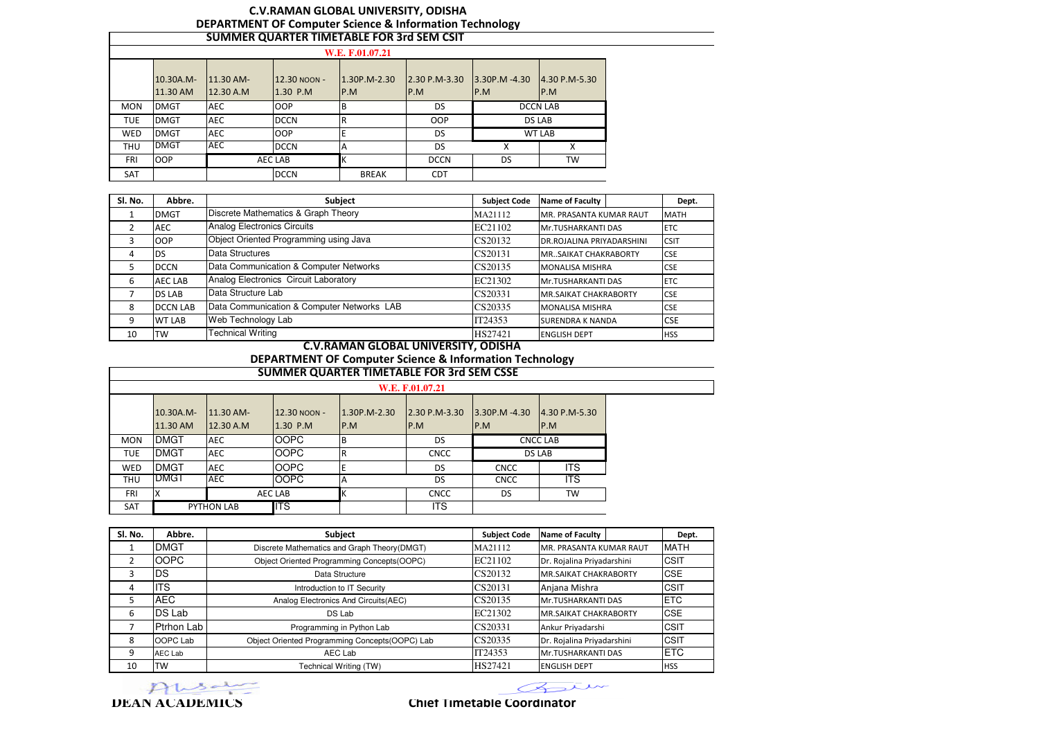# C.V.RAMAN GLOBAL UNIVERSITY, ODISHA

## DEPARTMENT OF Computer Science & Information Technology

### SUMMER QUARTER TIMETABLE FOR 3rd SEM CSIT

W.E. F.01.07.21

| | 10.30A.M-11.30 AM | 11.30 AM-12.30 A.M | 12.30 NOON - 1.30 P.M | 1.30P.M-2.30 P.M | 2.30 P.M-3.30 P.M | 3.30P.M -4.30 P.M | 4.30 P.M-5.30 P.M |
|---|---|---|---|---|---|---|---|
| MON | DMGT | AEC | OOP | B | DS | DCCN LAB | |
| TUE | DMGT | AEC | DCCN | R | OOP | DS LAB | |
| WED | DMGT | AEC | OOP | E | DS | WT LAB | |
| THU | DMGT | AEC | DCCN | A | DS | X | X |
| FRI | OOP | AEC LAB | | K | DCCN | DS | TW |
| SAT | | | DCCN | BREAK | CDT | | |

| Sl. No. | Abbre. | Subject | Subject Code | Name of Faculty | Dept. |
|---|---|---|---|---|---|
| 1 | DMGT | Discrete Mathematics & Graph Theory | MA21112 | MR. PRASANTA KUMAR RAUT | MATH |
| 2 | AEC | Analog Electronics Circuits | EC21102 | Mr.TUSHARKANTI DAS | ETC |
| 3 | OOP | Object Oriented Programming using Java | CS20132 | DR.ROJALINA PRIYADARSHINI | CSIT |
| 4 | DS | Data Structures | CS20131 | MR..SAIKAT CHAKRABORTY | CSE |
| 5 | DCCN | Data Communication & Computer Networks | CS20135 | MONALISA MISHRA | CSE |
| 6 | AEC LAB | Analog Electronics Circuit Laboratory | EC21302 | Mr.TUSHARKANTI DAS | ETC |
| 7 | DS LAB | Data Structure Lab | CS20331 | MR.SAIKAT CHAKRABORTY | CSE |
| 8 | DCCN LAB | Data Communication & Computer Networks LAB | CS20335 | MONALISA MISHRA | CSE |
| 9 | WT LAB | Web Technology Lab | IT24353 | SURENDRA K NANDA | CSE |
| 10 | TW | Technical Writing | HS27421 | ENGLISH DEPT | HSS |

# C.V.RAMAN GLOBAL UNIVERSITY, ODISHA

## DEPARTMENT OF Computer Science & Information Technology

### SUMMER QUARTER TIMETABLE FOR 3rd SEM CSSE

W.E. F.01.07.21

| | 10.30A.M-11.30 AM | 11.30 AM-12.30 A.M | 12.30 NOON - 1.30 P.M | 1.30P.M-2.30 P.M | 2.30 P.M-3.30 P.M | 3.30P.M -4.30 P.M | 4.30 P.M-5.30 P.M |
|---|---|---|---|---|---|---|---|
| MON | DMGT | AEC | OOPC | B | DS | CNCC LAB | |
| TUE | DMGT | AEC | OOPC | R | CNCC | DS LAB | |
| WED | DMGT | AEC | OOPC | E | DS | CNCC | ITS |
| THU | DMGT | AEC | OOPC | A | DS | CNCC | ITS |
| FRI | X | AEC LAB | | K | CNCC | DS | TW |
| SAT | PYTHON LAB | | ITS | | ITS | | |

| Sl. No. | Abbre. | Subject | Subject Code | Name of Faculty | Dept. |
|---|---|---|---|---|---|
| 1 | DMGT | Discrete Mathematics and Graph Theory(DMGT) | MA21112 | MR. PRASANTA KUMAR RAUT | MATH |
| 2 | OOPC | Object Oriented Programming Concepts(OOPC) | EC21102 | Dr. Rojalina Priyadarshini | CSIT |
| 3 | DS | Data Structure | CS20132 | MR.SAIKAT CHAKRABORTY | CSE |
| 4 | ITS | Introduction to IT Security | CS20131 | Anjana Mishra | CSIT |
| 5 | AEC | Analog Electronics And Circuits(AEC) | CS20135 | Mr.TUSHARKANTI DAS | ETC |
| 6 | DS Lab | DS Lab | EC21302 | MR.SAIKAT CHAKRABORTY | CSE |
| 7 | Ptrhon Lab | Programming in Python Lab | CS20331 | Ankur Priyadarshi | CSIT |
| 8 | OOPC Lab | Object Oriented Programming Concepts(OOPC) Lab | CS20335 | Dr. Rojalina Priyadarshini | CSIT |
| 9 | AEC Lab | AEC Lab | IT24353 | Mr.TUSHARKANTI DAS | ETC |
| 10 | TW | Technical Writing (TW) | HS27421 | ENGLISH DEPT | HSS |

DEAN ACADEMICS

Chief Timetable Coordinator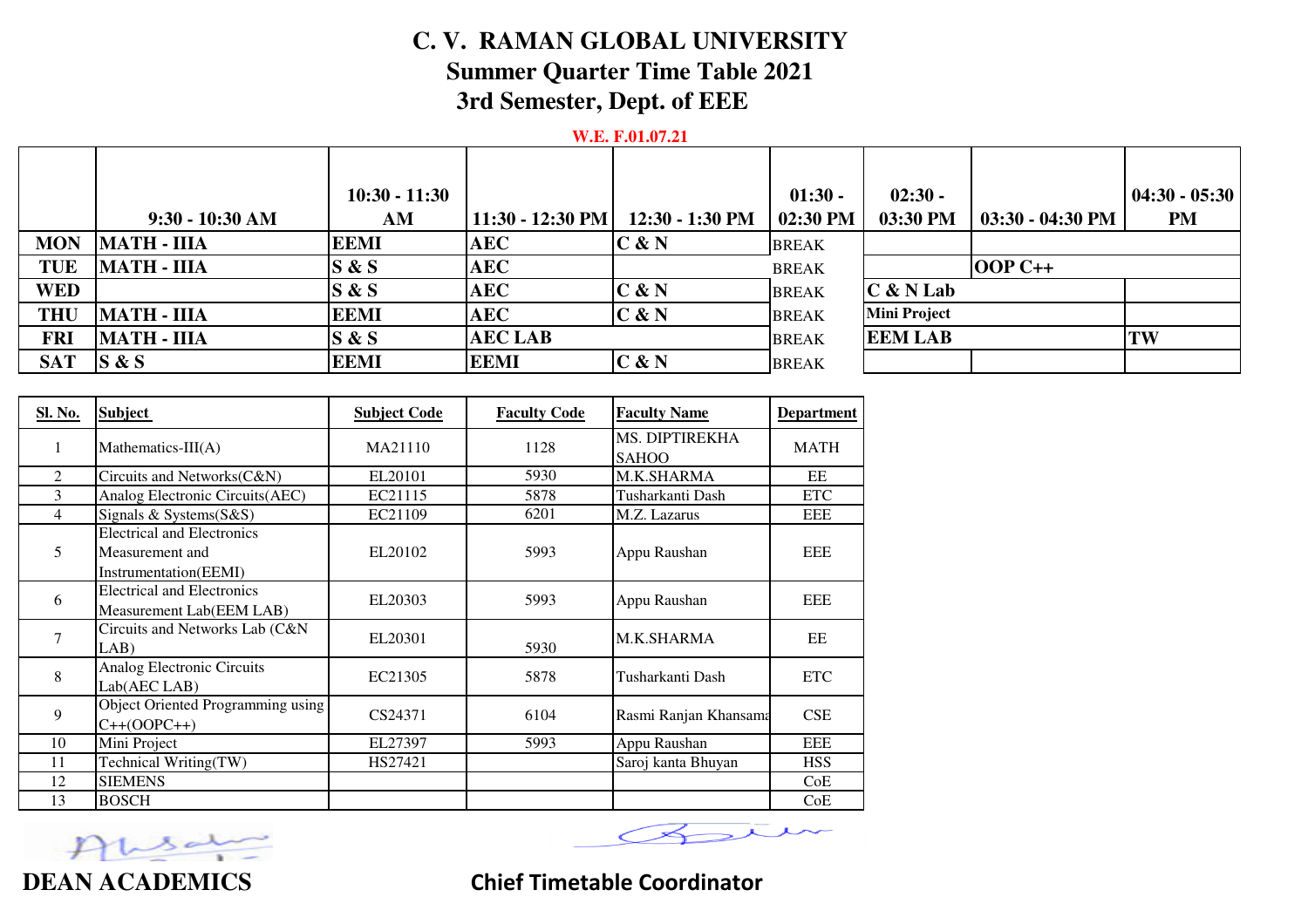# C. V. RAMAN GLOBAL UNIVERSITY

## Summer Quarter Time Table 2021

## 3rd Semester, Dept. of EEE

**W.E. F.01.07.21**

| | 9:30 - 10:30 AM | 10:30 - 11:30 AM | 11:30 - 12:30 PM | 12:30 - 1:30 PM | 01:30 - 02:30 PM | 02:30 - 03:30 PM | 03:30 - 04:30 PM | 04:30 - 05:30 PM |
|---|---|---|---|---|---|---|---|---|
| **MON** | **MATH - IIIA** | **EEMI** | **AEC** | **C & N** | BREAK | | | |
| **TUE** | **MATH - IIIA** | **S & S** | **AEC** | | BREAK | | **OOP C++** | |
| **WED** | | **S & S** | **AEC** | **C & N** | BREAK | **C & N Lab** | | |
| **THU** | **MATH - IIIA** | **EEMI** | **AEC** | **C & N** | BREAK | **Mini Project** | | |
| **FRI** | **MATH - IIIA** | **S & S** | **AEC LAB** | | BREAK | **EEM LAB** | | **TW** |
| **SAT** | **S & S** | **EEMI** | **EEMI** | **C & N** | BREAK | | | |

| Sl. No. | Subject | Subject Code | Faculty Code | Faculty Name | Department |
|---|---|---|---|---|---|
| 1 | Mathematics-III(A) | MA21110 | 1128 | MS. DIPTIREKHA SAHOO | MATH |
| 2 | Circuits and Networks(C&N) | EL20101 | 5930 | M.K.SHARMA | EE |
| 3 | Analog Electronic Circuits(AEC) | EC21115 | 5878 | Tusharkanti Dash | ETC |
| 4 | Signals & Systems(S&S) | EC21109 | 6201 | M.Z. Lazarus | EEE |
| 5 | Electrical and Electronics Measurement and Instrumentation(EEMI) | EL20102 | 5993 | Appu Raushan | EEE |
| 6 | Electrical and Electronics Measurement Lab(EEM LAB) | EL20303 | 5993 | Appu Raushan | EEE |
| 7 | Circuits and Networks Lab (C&N LAB) | EL20301 | 5930 | M.K.SHARMA | EE |
| 8 | Analog Electronic Circuits Lab(AEC LAB) | EC21305 | 5878 | Tusharkanti Dash | ETC |
| 9 | Object Oriented Programming using C++(OOPC++) | CS24371 | 6104 | Rasmi Ranjan Khansama | CSE |
| 10 | Mini Project | EL27397 | 5993 | Appu Raushan | EEE |
| 11 | Technical Writing(TW) | HS27421 | | Saroj kanta Bhuyan | HSS |
| 12 | SIEMENS | | | | CoE |
| 13 | BOSCH | | | | CoE |

**DEAN ACADEMICS**

**Chief Timetable Coordinator**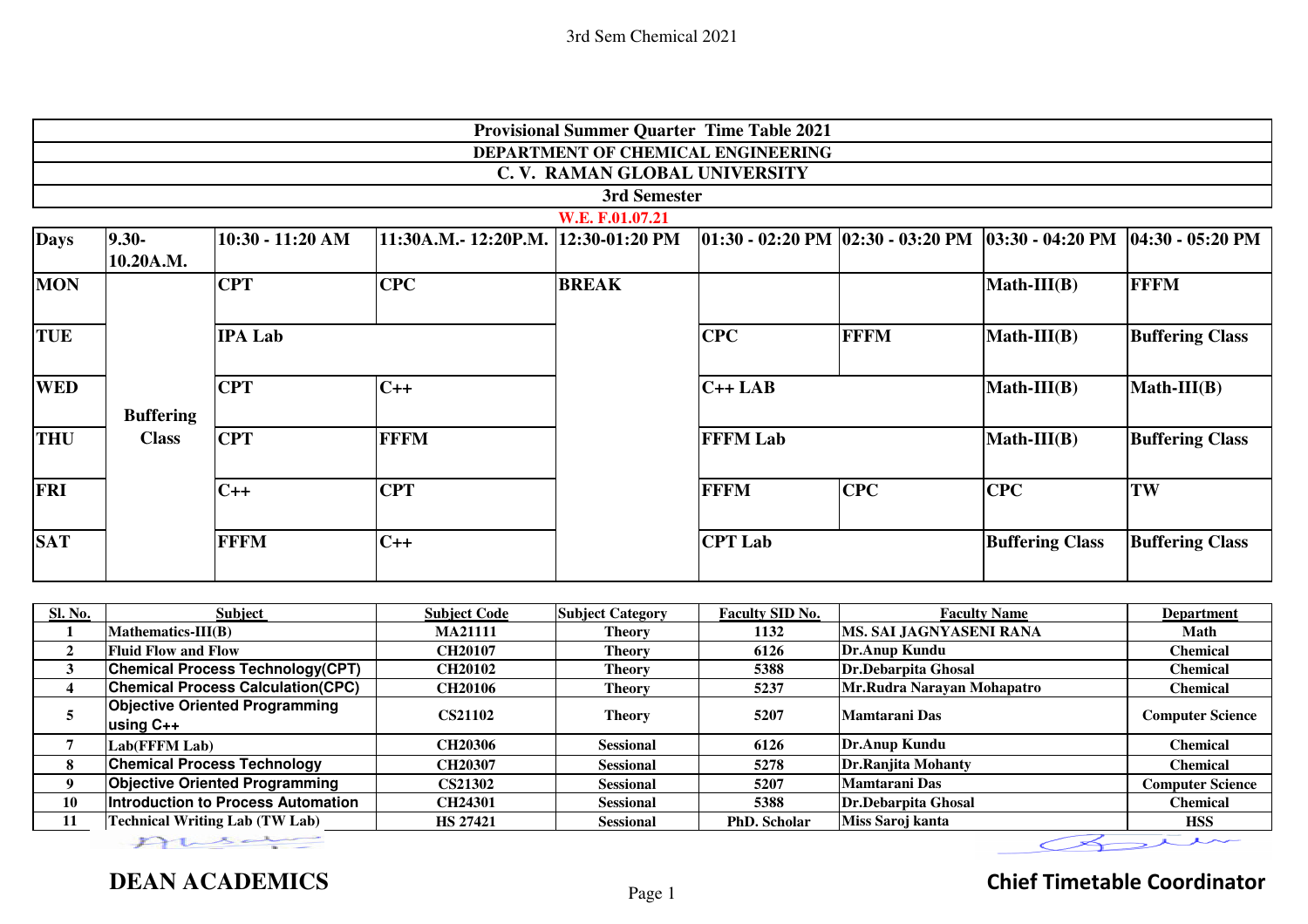# Provisional Summer Quarter Time Table 2021

## DEPARTMENT OF CHEMICAL ENGINEERING

## C. V. RAMAN GLOBAL UNIVERSITY

### 3rd Semester

W.E. F.01.07.21

| Days | 9.30-10.20A.M. | 10:30 - 11:20 AM | 11:30A.M.- 12:20P.M. | 12:30-01:20 PM | 01:30 - 02:20 PM | 02:30 - 03:20 PM | 03:30 - 04:20 PM | 04:30 - 05:20 PM |
|---|---|---|---|---|---|---|---|---|
| MON | Buffering Class | CPT | CPC | BREAK | | | Math-III(B) | FFFM |
| TUE | | IPA Lab | | | CPC | FFFM | Math-III(B) | Buffering Class |
| WED | | CPT | C++ | | C++ LAB | | Math-III(B) | Math-III(B) |
| THU | | CPT | FFFM | | FFFM Lab | | Math-III(B) | Buffering Class |
| FRI | | C++ | CPT | | FFFM | CPC | CPC | TW |
| SAT | | FFFM | C++ | | CPT Lab | | Buffering Class | Buffering Class |

| Sl. No. | Subject | Subject Code | Subject Category | Faculty SID No. | Faculty Name | Department |
|---|---|---|---|---|---|---|
| 1 | Mathematics-III(B) | MA21111 | Theory | 1132 | MS. SAI JAGNYASENI RANA | Math |
| 2 | Fluid Flow and Flow | CH20107 | Theory | 6126 | Dr.Anup Kundu | Chemical |
| 3 | Chemical Process Technology(CPT) | CH20102 | Theory | 5388 | Dr.Debarpita Ghosal | Chemical |
| 4 | Chemical Process Calculation(CPC) | CH20106 | Theory | 5237 | Mr.Rudra Narayan Mohapatro | Chemical |
| 5 | Objective Oriented Programming using C++ | CS21102 | Theory | 5207 | Mamtarani Das | Computer Science |
| 7 | Lab(FFFM Lab) | CH20306 | Sessional | 6126 | Dr.Anup Kundu | Chemical |
| 8 | Chemical Process Technology | CH20307 | Sessional | 5278 | Dr.Ranjita Mohanty | Chemical |
| 9 | Objective Oriented Programming | CS21302 | Sessional | 5207 | Mamtarani Das | Computer Science |
| 10 | Introduction to Process Automation | CH24301 | Sessional | 5388 | Dr.Debarpita Ghosal | Chemical |
| 11 | Technical Writing Lab (TW Lab) | HS 27421 | Sessional | PhD. Scholar | Miss Saroj kanta | HSS |

**DEAN ACADEMICS**

**Chief Timetable Coordinator**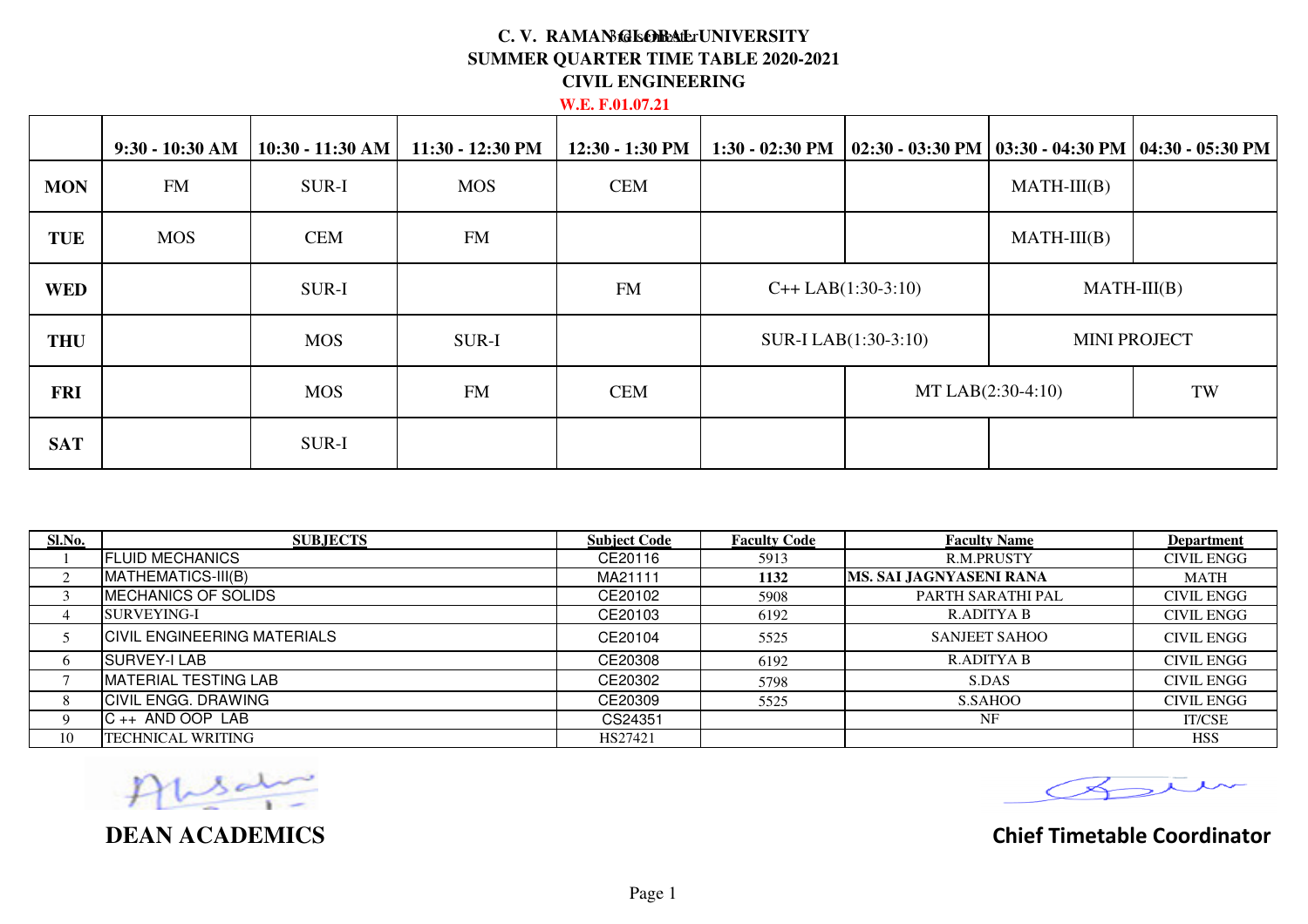# C. V. RAMAN GLOBAL UNIVERSITY

## SUMMER QUARTER TIME TABLE 2020-2021

## CIVIL ENGINEERING

**W.E. F.01.07.21**

| | 9:30 - 10:30 AM | 10:30 - 11:30 AM | 11:30 - 12:30 PM | 12:30 - 1:30 PM | 1:30 - 02:30 PM | 02:30 - 03:30 PM | 03:30 - 04:30 PM | 04:30 - 05:30 PM |
|---|---|---|---|---|---|---|---|---|
| **MON** | FM | SUR-I | MOS | CEM | | | MATH-III(B) | |
| **TUE** | MOS | CEM | FM | | | | MATH-III(B) | |
| **WED** | | SUR-I | | FM | C++ LAB(1:30-3:10) | | MATH-III(B) | |
| **THU** | | MOS | SUR-I | | SUR-I LAB(1:30-3:10) | | MINI PROJECT | |
| **FRI** | | MOS | FM | CEM | | MT LAB(2:30-4:10) | | TW |
| **SAT** | | SUR-I | | | | | | |

| Sl.No. | SUBJECTS | Subject Code | Faculty Code | Faculty Name | Department |
|---|---|---|---|---|---|
| 1 | FLUID MECHANICS | CE20116 | 5913 | R.M.PRUSTY | CIVIL ENGG |
| 2 | MATHEMATICS-III(B) | MA21111 | **1132** | **MS. SAI JAGNYASENI RANA** | MATH |
| 3 | MECHANICS OF SOLIDS | CE20102 | 5908 | PARTH SARATHI PAL | CIVIL ENGG |
| 4 | SURVEYING-I | CE20103 | 6192 | R.ADITYA B | CIVIL ENGG |
| 5 | CIVIL ENGINEERING MATERIALS | CE20104 | 5525 | SANJEET SAHOO | CIVIL ENGG |
| 6 | SURVEY-I LAB | CE20308 | 6192 | R.ADITYA B | CIVIL ENGG |
| 7 | MATERIAL TESTING LAB | CE20302 | 5798 | S.DAS | CIVIL ENGG |
| 8 | CIVIL ENGG. DRAWING | CE20309 | 5525 | S.SAHOO | CIVIL ENGG |
| 9 | C ++ AND OOP LAB | CS24351 | | NF | IT/CSE |
| 10 | TECHNICAL WRITING | HS27421 | | | HSS |

**DEAN ACADEMICS**

**Chief Timetable Coordinator**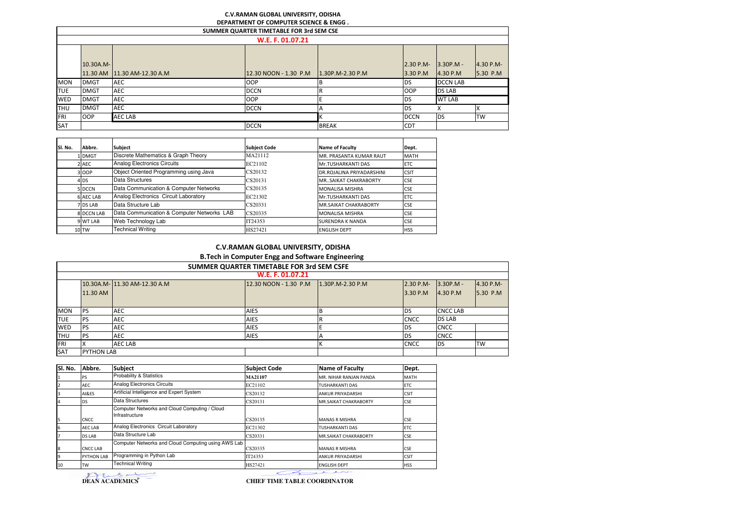**C.V.RAMAN GLOBAL UNIVERSITY, ODISHA**

**DEPARTMENT OF COMPUTER SCIENCE & ENGG .**

**SUMMER QUARTER TIMETABLE FOR 3rd SEM CSE**

**W.E. F. 01.07.21**

| | 10.30A.M-11.30 AM | 11.30 AM-12.30 A.M | 12.30 NOON - 1.30 P.M | 1.30P.M-2.30 P.M | 2.30 P.M-3.30 P.M | 3.30P.M - 4.30 P.M | 4.30 P.M-5.30 P.M |
|---|---|---|---|---|---|---|---|
| MON | DMGT | AEC | OOP | B | DS | DCCN LAB | |
| TUE | DMGT | AEC | DCCN | R | OOP | DS LAB | |
| WED | DMGT | AEC | OOP | E | DS | WT LAB | |
| THU | DMGT | AEC | DCCN | A | DS | X | X |
| FRI | OOP | AEC LAB | | K | DCCN | DS | TW |
| SAT | | | DCCN | BREAK | CDT | | |

| Sl. No. | Abbre. | Subject | Subject Code | Name of Faculty | Dept. |
|---|---|---|---|---|---|
| 1 | DMGT | Discrete Mathematics & Graph Theory | MA21112 | MR. PRASANTA KUMAR RAUT | MATH |
| 2 | AEC | Analog Electronics Circuits | EC21102 | Mr.TUSHARKANTI DAS | ETC |
| 3 | OOP | Object Oriented Programming using Java | CS20132 | DR.ROJALINA PRIYADARSHINI | CSIT |
| 4 | DS | Data Structures | CS20131 | MR..SAIKAT CHAKRABORTY | CSE |
| 5 | DCCN | Data Communication & Computer Networks | CS20135 | MONALISA MISHRA | CSE |
| 6 | AEC LAB | Analog Electronics Circuit Laboratory | EC21302 | Mr.TUSHARKANTI DAS | ETC |
| 7 | DS LAB | Data Structure Lab | CS20331 | MR.SAIKAT CHAKRABORTY | CSE |
| 8 | DCCN LAB | Data Communication & Computer Networks LAB | CS20335 | MONALISA MISHRA | CSE |
| 9 | WT LAB | Web Technology Lab | IT24353 | SURENDRA K NANDA | CSE |
| 10 | TW | Technical Writing | HS27421 | ENGLISH DEPT | HSS |

**C.V.RAMAN GLOBAL UNIVERSITY, ODISHA**

**B.Tech in Computer Engg and Software Engineering**

**SUMMER QUARTER TIMETABLE FOR 3rd SEM CSFE**

**W.E. F. 01.07.21**

| | 10.30A.M-11.30 AM | 11.30 AM-12.30 A.M | 12.30 NOON - 1.30 P.M | 1.30P.M-2.30 P.M | 2.30 P.M-3.30 P.M | 3.30P.M - 4.30 P.M | 4.30 P.M-5.30 P.M |
|---|---|---|---|---|---|---|---|
| MON | PS | AEC | AIES | B | DS | CNCC LAB | |
| TUE | PS | AEC | AIES | R | CNCC | DS LAB | |
| WED | PS | AEC | AIES | E | DS | CNCC | |
| THU | PS | AEC | AIES | A | DS | CNCC | |
| FRI | X | AEC LAB | | K | CNCC | DS | TW |
| SAT | PYTHON LAB | | | | | | |

| Sl. No. | Abbre. | Subject | Subject Code | Name of Faculty | Dept. |
|---|---|---|---|---|---|
| 1 | PS | Probability & Statistics | MA21107 | MR. NIHAR RANJAN PANDA | MATH |
| 2 | AEC | Analog Electronics Circuits | EC21102 | TUSHARKANTI DAS | ETC |
| 3 | AI&ES | Artificial Intelligence and Expert System | CS20132 | ANKUR PRIYADARSHI | CSIT |
| 4 | DS | Data Structures | CS20131 | MR.SAIKAT CHAKRABORTY | CSE |
| 5 | CNCC | Computer Networks and Cloud Computing / Cloud Infrastructure | CS20135 | MANAS R MISHRA | CSE |
| 6 | AEC LAB | Analog Electronics Circuit Laboratory | EC21302 | TUSHARKANTI DAS | ETC |
| 7 | DS LAB | Data Structure Lab | CS20331 | MR.SAIKAT CHAKRABORTY | CSE |
| 8 | CNCC LAB | Computer Networks and Cloud Computing using AWS Lab | CS20335 | MANAS R MISHRA | CSE |
| 9 | PYTHON LAB | Programming in Python Lab | IT24353 | ANKUR PRIYADARSHI | CSIT |
| 10 | TW | Technical Writing | HS27421 | ENGLISH DEPT | HSS |

**DEAN ACADEMICS** **CHIEF TIME TABLE COORDINATOR**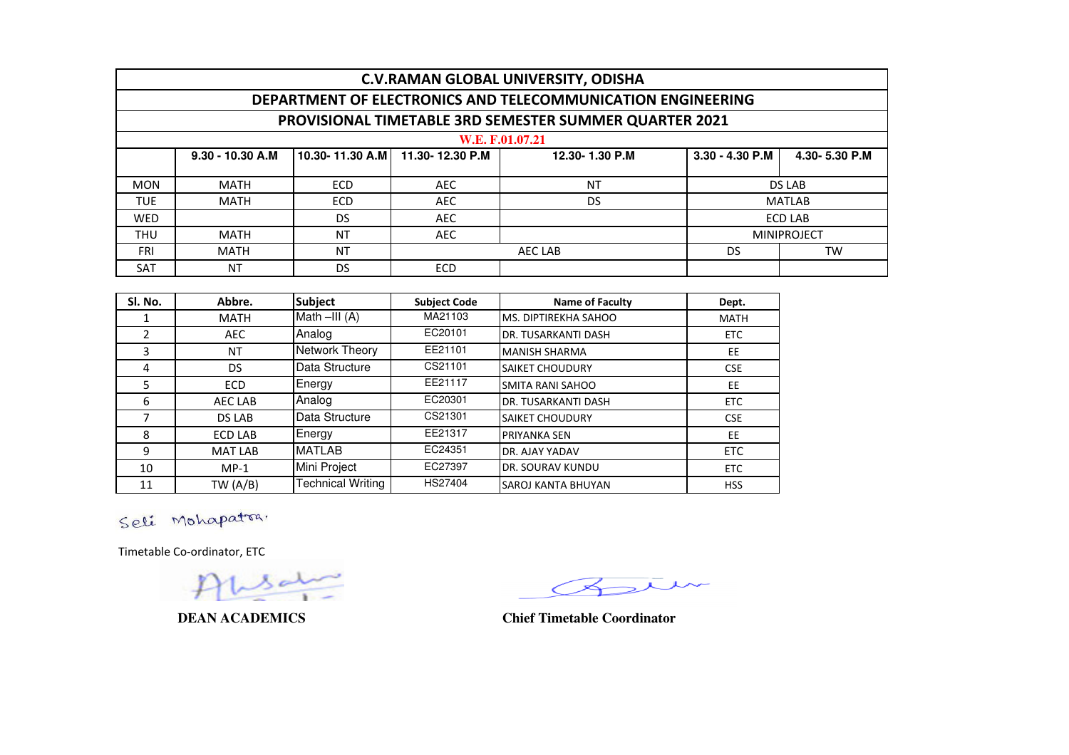# C.V.RAMAN GLOBAL UNIVERSITY, ODISHA

## DEPARTMENT OF ELECTRONICS AND TELECOMMUNICATION ENGINEERING

## PROVISIONAL TIMETABLE 3RD SEMESTER SUMMER QUARTER 2021

**W.E. F.01.07.21**

| | 9.30 - 10.30 A.M | 10.30- 11.30 A.M | 11.30- 12.30 P.M | 12.30- 1.30 P.M | 3.30 - 4.30 P.M | 4.30- 5.30 P.M |
|---|---|---|---|---|---|---|
| MON | MATH | ECD | AEC | NT | DS LAB | |
| TUE | MATH | ECD | AEC | DS | MATLAB | |
| WED | | DS | AEC | | ECD LAB | |
| THU | MATH | NT | AEC | | MINIPROJECT | |
| FRI | MATH | NT | AEC LAB | | DS | TW |
| SAT | NT | DS | ECD | | | |

| Sl. No. | Abbre. | Subject | Subject Code | Name of Faculty | Dept. |
|---|---|---|---|---|---|
| 1 | MATH | Math –III (A) | MA21103 | MS. DIPTIREKHA SAHOO | MATH |
| 2 | AEC | Analog | EC20101 | DR. TUSARKANTI DASH | ETC |
| 3 | NT | Network Theory | EE21101 | MANISH SHARMA | EE |
| 4 | DS | Data Structure | CS21101 | SAIKET CHOUDURY | CSE |
| 5 | ECD | Energy | EE21117 | SMITA RANI SAHOO | EE |
| 6 | AEC LAB | Analog | EC20301 | DR. TUSARKANTI DASH | ETC |
| 7 | DS LAB | Data Structure | CS21301 | SAIKET CHOUDURY | CSE |
| 8 | ECD LAB | Energy | EE21317 | PRIYANKA SEN | EE |
| 9 | MAT LAB | MATLAB | EC24351 | DR. AJAY YADAV | ETC |
| 10 | MP-1 | Mini Project | EC27397 | DR. SOURAV KUNDU | ETC |
| 11 | TW (A/B) | Technical Writing | HS27404 | SAROJ KANTA BHUYAN | HSS |

Seli Mohapatra.

Timetable Co-ordinator, ETC

**DEAN ACADEMICS**

**Chief Timetable Coordinator**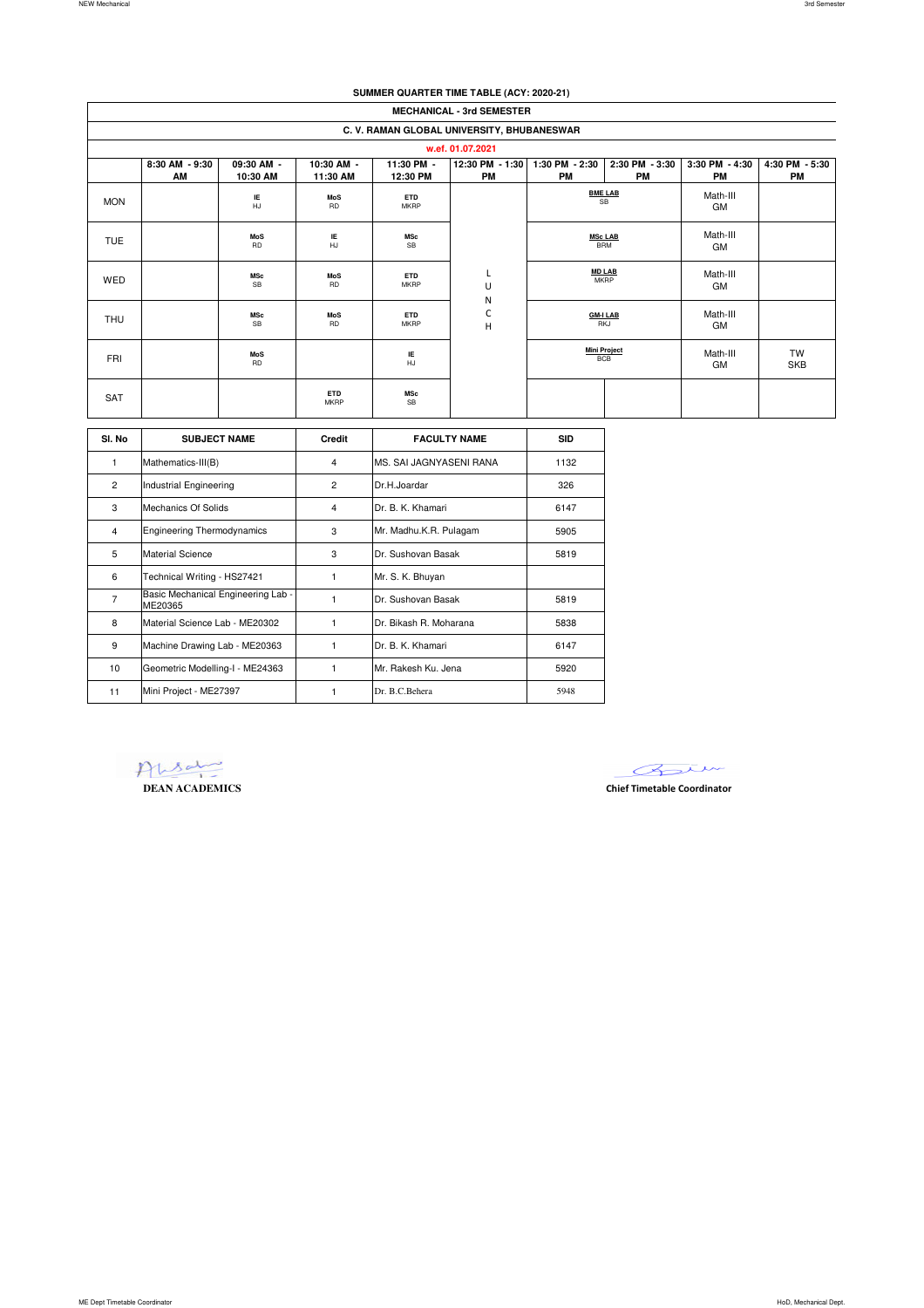## SUMMER QUARTER TIME TABLE (ACY: 2020-21)

### MECHANICAL - 3rd SEMESTER

### C. V. RAMAN GLOBAL UNIVERSITY, BHUBANESWAR

**w.e.f. 01.07.2021**

| | 8:30 AM - 9:30 AM | 09:30 AM - 10:30 AM | 10:30 AM - 11:30 AM | 11:30 PM - 12:30 PM | 12:30 PM - 1:30 PM | 1:30 PM - 2:30 PM | 2:30 PM - 3:30 PM | 3:30 PM - 4:30 PM | 4:30 PM - 5:30 PM |
|---|---|---|---|---|---|---|---|---|---|
| MON | | IE HJ | MoS RD | ETD MKRP | | BME LAB SB | | Math-III GM | |
| TUE | | MoS RD | IE HJ | MSc SB | | MSc LAB BRM | | Math-III GM | |
| WED | | MSc SB | MoS RD | ETD MKRP | LUNCH | MD LAB MKRP | | Math-III GM | |
| THU | | MSc SB | MoS RD | ETD MKRP | | GM-I LAB RKJ | | Math-III GM | |
| FRI | | MoS RD | | IE HJ | | Mini Project BCB | | Math-III GM | TW SKB |
| SAT | | | ETD MKRP | MSc SB | | | | | |

| Sl. No | SUBJECT NAME | Credit | FACULTY NAME | SID |
|---|---|---|---|---|
| 1 | Mathematics-III(B) | 4 | MS. SAI JAGNYASENI RANA | 1132 |
| 2 | Industrial Engineering | 2 | Dr.H.Joardar | 326 |
| 3 | Mechanics Of Solids | 4 | Dr. B. K. Khamari | 6147 |
| 4 | Engineering Thermodynamics | 3 | Mr. Madhu.K.R. Pulagam | 5905 |
| 5 | Material Science | 3 | Dr. Sushovan Basak | 5819 |
| 6 | Technical Writing - HS27421 | 1 | Mr. S. K. Bhuyan | |
| 7 | Basic Mechanical Engineering Lab - ME20365 | 1 | Dr. Sushovan Basak | 5819 |
| 8 | Material Science Lab - ME20302 | 1 | Dr. Bikash R. Moharana | 5838 |
| 9 | Machine Drawing Lab - ME20363 | 1 | Dr. B. K. Khamari | 6147 |
| 10 | Geometric Modelling-I - ME24363 | 1 | Mr. Rakesh Ku. Jena | 5920 |
| 11 | Mini Project - ME27397 | 1 | Dr. B.C.Behera | 5948 |

**DEAN ACADEMICS**

**Chief Timetable Coordinator**

ME Dept Timetable Coordinator

HoD, Mechanical Dept.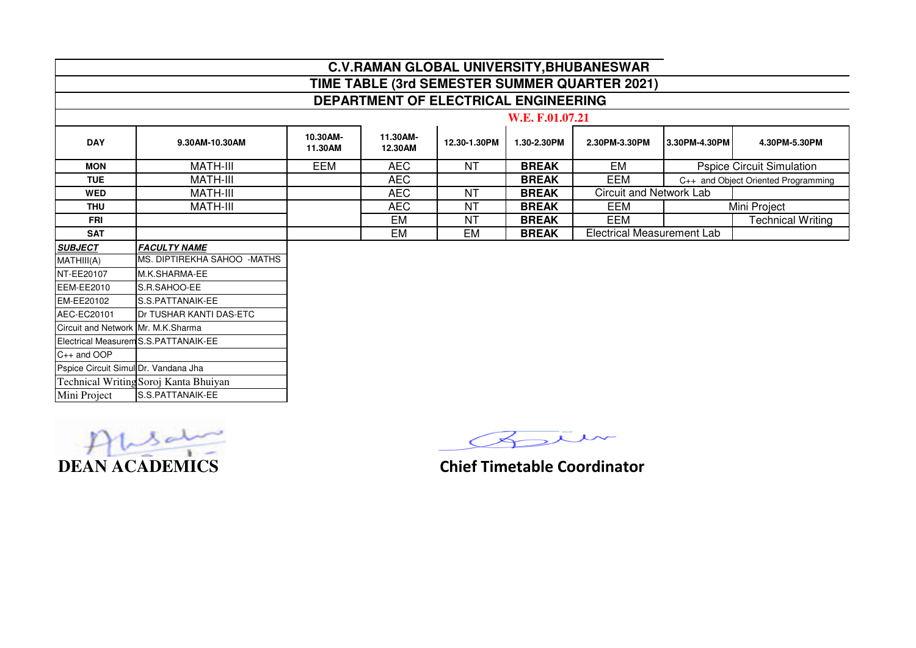# C.V.RAMAN GLOBAL UNIVERSITY,BHUBANESWAR

## TIME TABLE (3rd SEMESTER SUMMER QUARTER 2021)

## DEPARTMENT OF ELECTRICAL ENGINEERING

**W.E. F.01.07.21**

| DAY | 9.30AM-10.30AM | 10.30AM-11.30AM | 11.30AM-12.30AM | 12.30-1.30PM | 1.30-2.30PM | 2.30PM-3.30PM | 3.30PM-4.30PM | 4.30PM-5.30PM |
|---|---|---|---|---|---|---|---|---|
| MON | MATH-III | EEM | AEC | NT | BREAK | EM | Pspice Circuit Simulation | |
| TUE | MATH-III | | AEC | | BREAK | EEM | C++ and Object Oriented Programming | |
| WED | MATH-III | | AEC | NT | BREAK | Circuit and Network Lab | | |
| THU | MATH-III | | AEC | NT | BREAK | EEM | Mini Project | |
| FRI | | | EM | NT | BREAK | EEM | | Technical Writing |
| SAT | | | EM | EM | BREAK | Electrical Measurement Lab | | |

| SUBJECT | FACULTY NAME |
|---|---|
| MATHIII(A) | MS. DIPTIREKHA SAHOO -MATHS |
| NT-EE20107 | M.K.SHARMA-EE |
| EEM-EE2010 | S.R.SAHOO-EE |
| EM-EE20102 | S.S.PATTANAIK-EE |
| AEC-EC20101 | Dr TUSHAR KANTI DAS-ETC |
| Circuit and Network | Mr. M.K.Sharma |
| Electrical Measurem | S.S.PATTANAIK-EE |
| C++ and OOP | |
| Pspice Circuit Simul | Dr. Vandana Jha |
| Technical Writing | Soroj Kanta Bhuiyan |
| Mini Project | S.S.PATTANAIK-EE |

**DEAN ACADEMICS**

**Chief Timetable Coordinator**